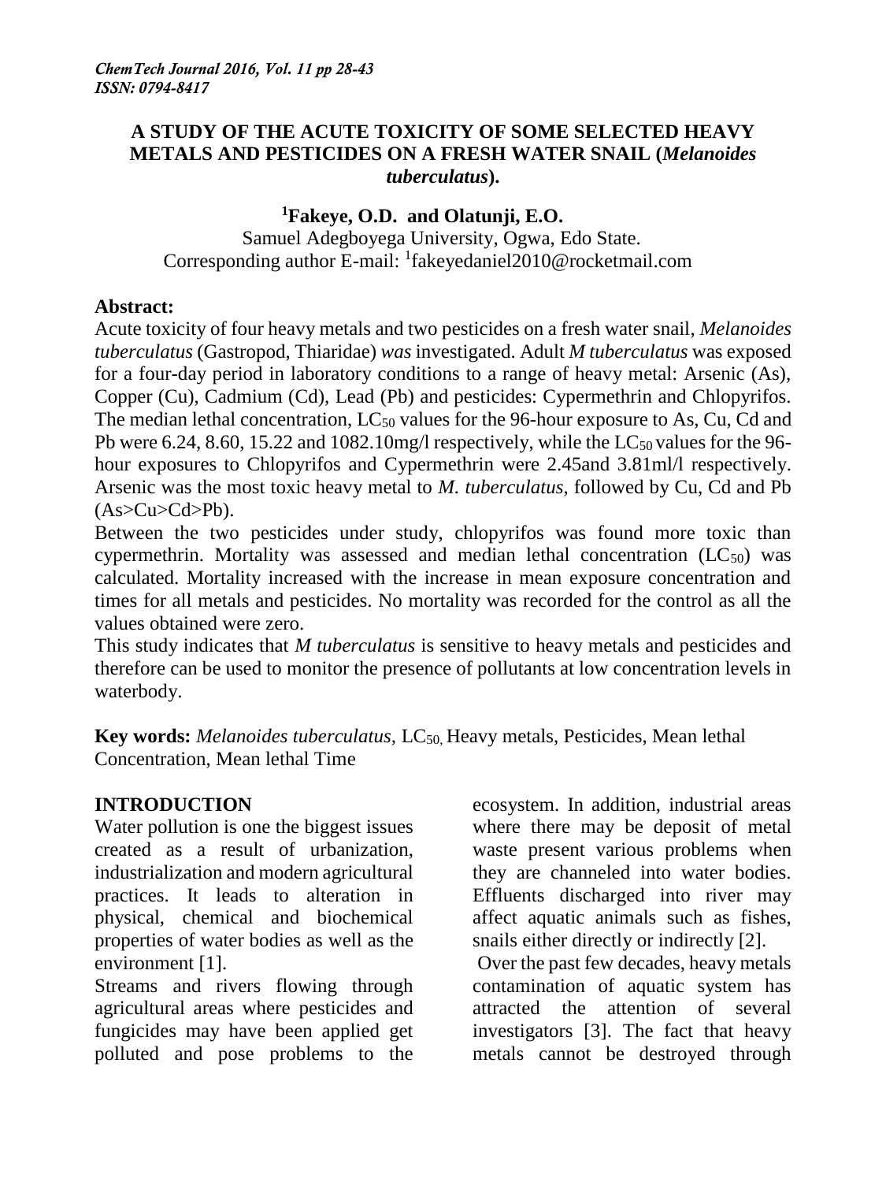# A STUDY OF THE ACUTE TOXICITY OF SOME SELECTED HEAVY METALS AND PESTICIDES ON A FRESH WATER SNAIL (*Melanoides tuberculatus*).

**[1]Fakeye, O.D. and Olatunji, E.O.**

Samuel Adegboyega University, Ogwa, Edo State.
Corresponding author E-mail: [1]fakeyedaniel2010@rocketmail.com

## Abstract:

Acute toxicity of four heavy metals and two pesticides on a fresh water snail, *Melanoides tuberculatus* (Gastropod, Thiaridae) *was* investigated. Adult *M tuberculatus* was exposed for a four-day period in laboratory conditions to a range of heavy metal: Arsenic (As), Copper (Cu), Cadmium (Cd), Lead (Pb) and pesticides: Cypermethrin and Chlopyrifos. The median lethal concentration, $LC_{50}$ values for the 96-hour exposure to As, Cu, Cd and Pb were 6.24, 8.60, 15.22 and 1082.10mg/l respectively, while the $LC_{50}$ values for the 96-hour exposures to Chlopyrifos and Cypermethrin were 2.45and 3.81ml/l respectively. Arsenic was the most toxic heavy metal to *M. tuberculatus*, followed by Cu, Cd and Pb (As>Cu>Cd>Pb).

Between the two pesticides under study, chlopyrifos was found more toxic than cypermethrin. Mortality was assessed and median lethal concentration ($LC_{50}$) was calculated. Mortality increased with the increase in mean exposure concentration and times for all metals and pesticides. No mortality was recorded for the control as all the values obtained were zero.

This study indicates that *M tuberculatus* is sensitive to heavy metals and pesticides and therefore can be used to monitor the presence of pollutants at low concentration levels in waterbody.

**Key words:** *Melanoides tuberculatus,* $LC_{50,}$ Heavy metals, Pesticides, Mean lethal Concentration, Mean lethal Time

## INTRODUCTION

Water pollution is one the biggest issues created as a result of urbanization, industrialization and modern agricultural practices. It leads to alteration in physical, chemical and biochemical properties of water bodies as well as the environment [1].

Streams and rivers flowing through agricultural areas where pesticides and fungicides may have been applied get polluted and pose problems to the ecosystem. In addition, industrial areas where there may be deposit of metal waste present various problems when they are channeled into water bodies. Effluents discharged into river may affect aquatic animals such as fishes, snails either directly or indirectly [2].

Over the past few decades, heavy metals contamination of aquatic system has attracted the attention of several investigators [3]. The fact that heavy metals cannot be destroyed through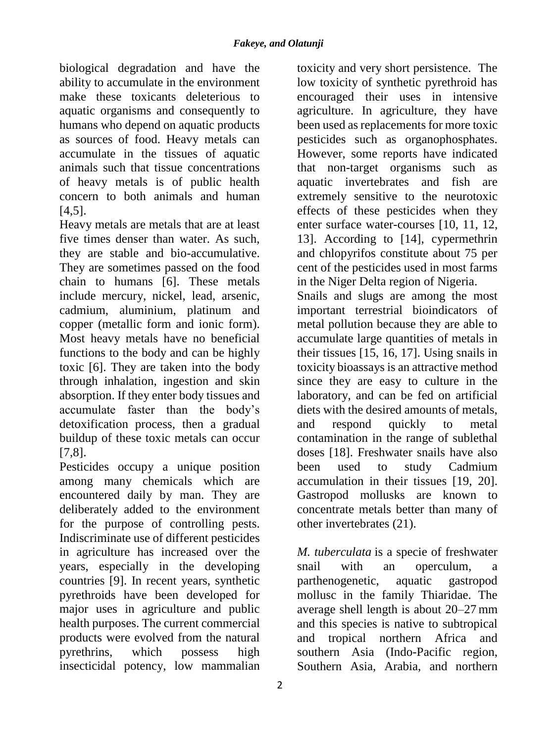biological degradation and have the ability to accumulate in the environment make these toxicants deleterious to aquatic organisms and consequently to humans who depend on aquatic products as sources of food. Heavy metals can accumulate in the tissues of aquatic animals such that tissue concentrations of heavy metals is of public health concern to both animals and human [4,5].

Heavy metals are metals that are at least five times denser than water. As such, they are stable and bio-accumulative. They are sometimes passed on the food chain to humans [6]. These metals include mercury, nickel, lead, arsenic, cadmium, aluminium, platinum and copper (metallic form and ionic form). Most heavy metals have no beneficial functions to the body and can be highly toxic [6]. They are taken into the body through inhalation, ingestion and skin absorption. If they enter body tissues and accumulate faster than the body's detoxification process, then a gradual buildup of these toxic metals can occur [7,8].

Pesticides occupy a unique position among many chemicals which are encountered daily by man. They are deliberately added to the environment for the purpose of controlling pests. Indiscriminate use of different pesticides in agriculture has increased over the years, especially in the developing countries [9]. In recent years, synthetic pyrethroids have been developed for major uses in agriculture and public health purposes. The current commercial products were evolved from the natural pyrethrins, which possess high insecticidal potency, low mammalian toxicity and very short persistence. The low toxicity of synthetic pyrethroid has encouraged their uses in intensive agriculture. In agriculture, they have been used as replacements for more toxic pesticides such as organophosphates. However, some reports have indicated that non-target organisms such as aquatic invertebrates and fish are extremely sensitive to the neurotoxic effects of these pesticides when they enter surface water-courses [10, 11, 12, 13]. According to [14], cypermethrin and chlopyrifos constitute about 75 per cent of the pesticides used in most farms in the Niger Delta region of Nigeria.

Snails and slugs are among the most important terrestrial bioindicators of metal pollution because they are able to accumulate large quantities of metals in their tissues [15, 16, 17]. Using snails in toxicity bioassays is an attractive method since they are easy to culture in the laboratory, and can be fed on artificial diets with the desired amounts of metals, and respond quickly to metal contamination in the range of sublethal doses [18]. Freshwater snails have also been used to study Cadmium accumulation in their tissues [19, 20]. Gastropod mollusks are known to concentrate metals better than many of other invertebrates (21).

*M. tuberculata* is a specie of freshwater snail with an operculum, a parthenogenetic, aquatic gastropod mollusc in the family Thiaridae. The average shell length is about 20–27 mm and this species is native to subtropical and tropical northern Africa and southern Asia (Indo-Pacific region, Southern Asia, Arabia, and northern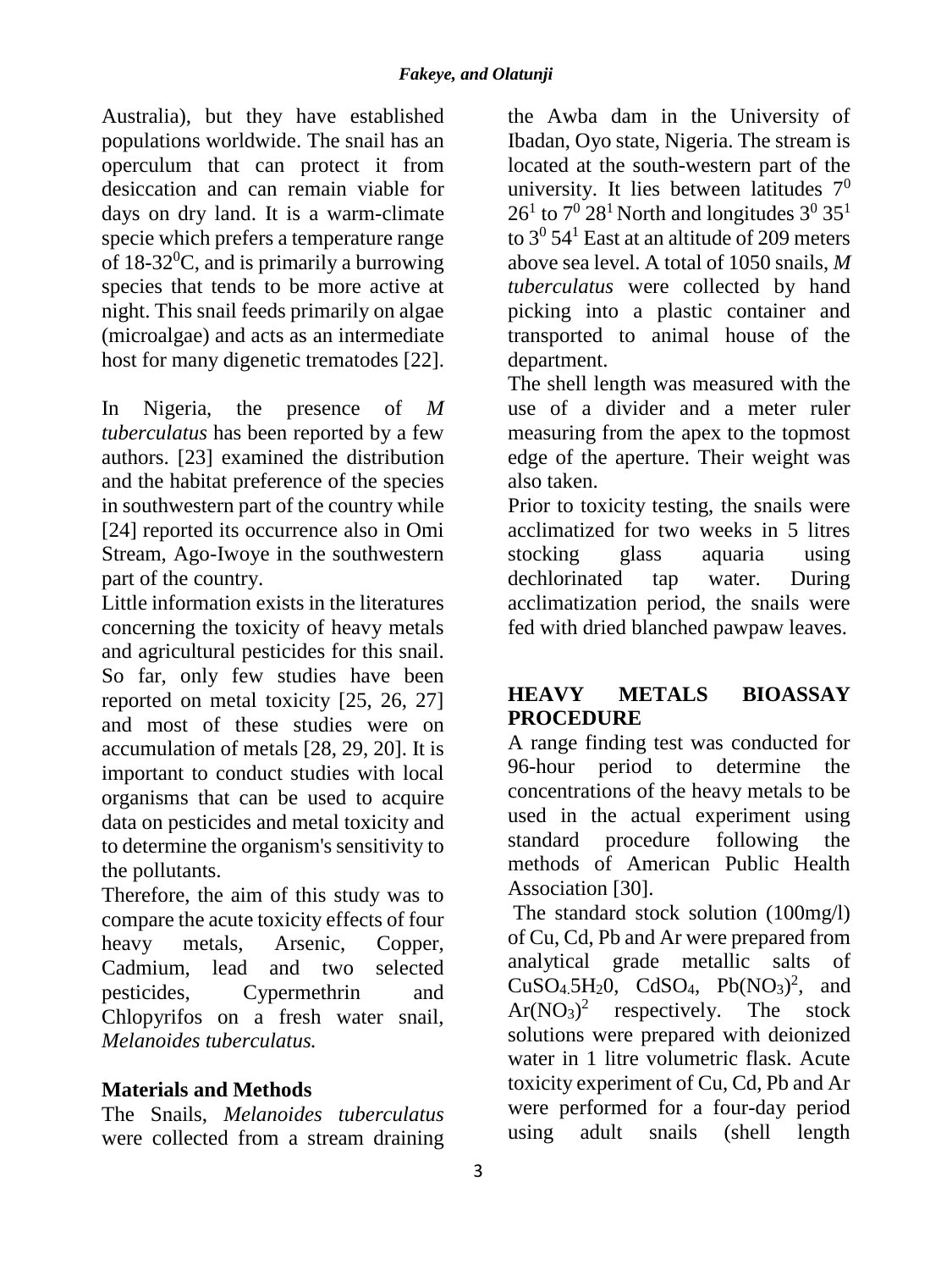Australia), but they have established populations worldwide. The snail has an operculum that can protect it from desiccation and can remain viable for days on dry land. It is a warm-climate specie which prefers a temperature range of 18-32$^0$C, and is primarily a burrowing species that tends to be more active at night. This snail feeds primarily on algae (microalgae) and acts as an intermediate host for many digenetic trematodes [22].

In Nigeria, the presence of *M tuberculatus* has been reported by a few authors. [23] examined the distribution and the habitat preference of the species in southwestern part of the country while [24] reported its occurrence also in Omi Stream, Ago-Iwoye in the southwestern part of the country.

Little information exists in the literatures concerning the toxicity of heavy metals and agricultural pesticides for this snail. So far, only few studies have been reported on metal toxicity [25, 26, 27] and most of these studies were on accumulation of metals [28, 29, 20]. It is important to conduct studies with local organisms that can be used to acquire data on pesticides and metal toxicity and to determine the organism's sensitivity to the pollutants.

Therefore, the aim of this study was to compare the acute toxicity effects of four heavy metals, Arsenic, Copper, Cadmium, lead and two selected pesticides, Cypermethrin and Chlopyrifos on a fresh water snail, *Melanoides tuberculatus.*

## Materials and Methods

The Snails, *Melanoides tuberculatus* were collected from a stream draining the Awba dam in the University of Ibadan, Oyo state, Nigeria. The stream is located at the south-western part of the university. It lies between latitudes $7^0$ $26^1$ to $7^0$ $28^1$ North and longitudes $3^0$ $35^1$ to $3^0$ $54^1$ East at an altitude of 209 meters above sea level. A total of 1050 snails, *M tuberculatus* were collected by hand picking into a plastic container and transported to animal house of the department.

The shell length was measured with the use of a divider and a meter ruler measuring from the apex to the topmost edge of the aperture. Their weight was also taken.

Prior to toxicity testing, the snails were acclimatized for two weeks in 5 litres stocking glass aquaria using dechlorinated tap water. During acclimatization period, the snails were fed with dried blanched pawpaw leaves.

## HEAVY METALS BIOASSAY PROCEDURE

A range finding test was conducted for 96-hour period to determine the concentrations of the heavy metals to be used in the actual experiment using standard procedure following the methods of American Public Health Association [30].

The standard stock solution (100mg/l) of Cu, Cd, Pb and Ar were prepared from analytical grade metallic salts of $CuSO_4.5H_20$, $CdSO_4$, $Pb(NO_3)^2$, and $Ar(NO_3)^2$ respectively. The stock solutions were prepared with deionized water in 1 litre volumetric flask. Acute toxicity experiment of Cu, Cd, Pb and Ar were performed for a four-day period using adult snails (shell length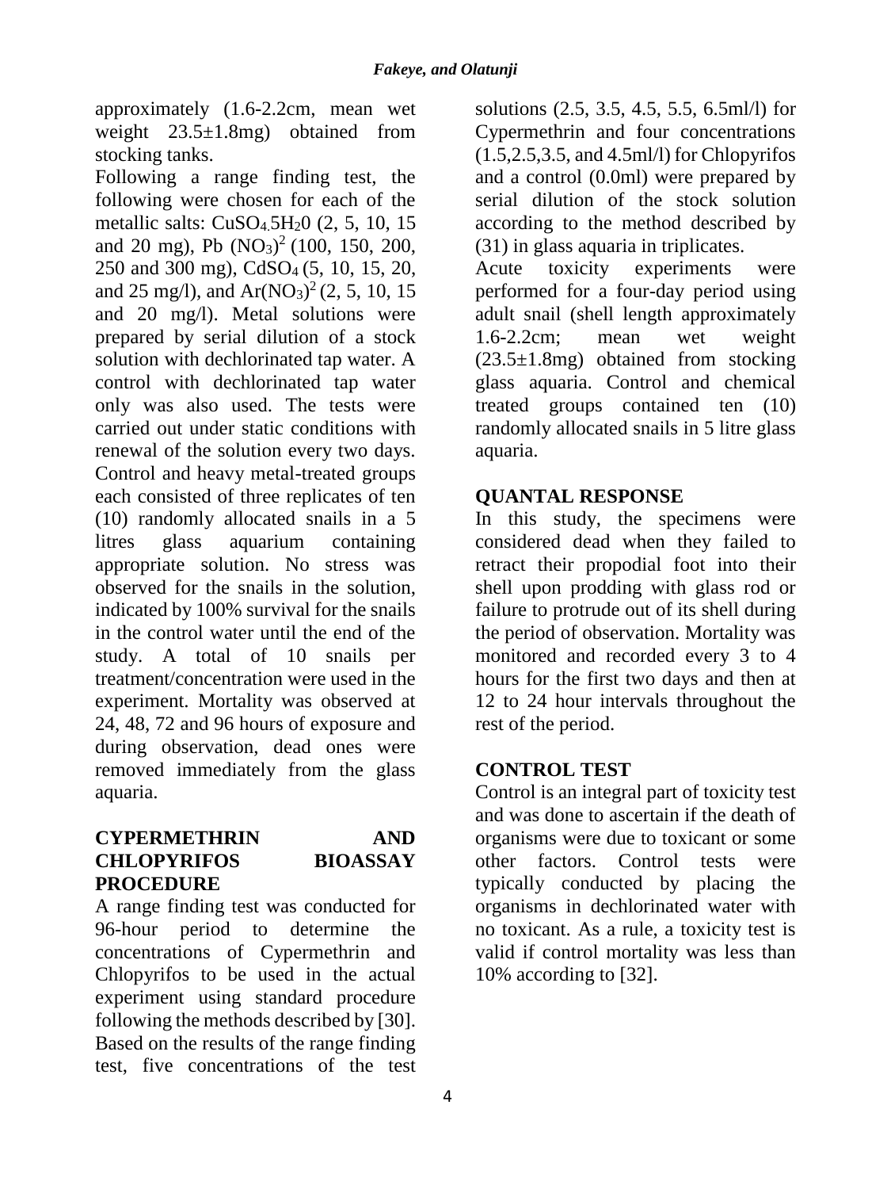approximately (1.6-2.2cm, mean wet weight 23.5±1.8mg) obtained from stocking tanks.

Following a range finding test, the following were chosen for each of the metallic salts: $CuSO_4.5H_20$ (2, 5, 10, 15 and 20 mg), Pb $(NO_3)^2$ (100, 150, 200, 250 and 300 mg), $CdSO_4$ (5, 10, 15, 20, and 25 mg/l), and $Ar(NO_3)^2$ (2, 5, 10, 15 and 20 mg/l). Metal solutions were prepared by serial dilution of a stock solution with dechlorinated tap water. A control with dechlorinated tap water only was also used. The tests were carried out under static conditions with renewal of the solution every two days. Control and heavy metal-treated groups each consisted of three replicates of ten (10) randomly allocated snails in a 5 litres glass aquarium containing appropriate solution. No stress was observed for the snails in the solution, indicated by 100% survival for the snails in the control water until the end of the study. A total of 10 snails per treatment/concentration were used in the experiment. Mortality was observed at 24, 48, 72 and 96 hours of exposure and during observation, dead ones were removed immediately from the glass aquaria.

## CYPERMETHRIN AND CHLOPYRIFOS BIOASSAY PROCEDURE

A range finding test was conducted for 96-hour period to determine the concentrations of Cypermethrin and Chlopyrifos to be used in the actual experiment using standard procedure following the methods described by [30]. Based on the results of the range finding test, five concentrations of the test solutions (2.5, 3.5, 4.5, 5.5, 6.5ml/l) for Cypermethrin and four concentrations (1.5,2.5,3.5, and 4.5ml/l) for Chlopyrifos and a control (0.0ml) were prepared by serial dilution of the stock solution according to the method described by (31) in glass aquaria in triplicates.

Acute toxicity experiments were performed for a four-day period using adult snail (shell length approximately 1.6-2.2cm; mean wet weight (23.5±1.8mg) obtained from stocking glass aquaria. Control and chemical treated groups contained ten (10) randomly allocated snails in 5 litre glass aquaria.

## QUANTAL RESPONSE

In this study, the specimens were considered dead when they failed to retract their propodial foot into their shell upon prodding with glass rod or failure to protrude out of its shell during the period of observation. Mortality was monitored and recorded every 3 to 4 hours for the first two days and then at 12 to 24 hour intervals throughout the rest of the period.

## CONTROL TEST

Control is an integral part of toxicity test and was done to ascertain if the death of organisms were due to toxicant or some other factors. Control tests were typically conducted by placing the organisms in dechlorinated water with no toxicant. As a rule, a toxicity test is valid if control mortality was less than 10% according to [32].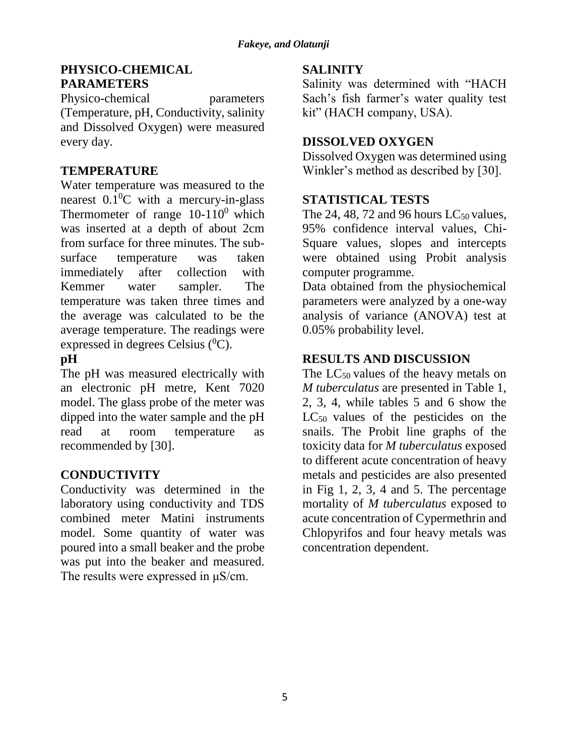## PHYSICO-CHEMICAL PARAMETERS

Physico-chemical parameters (Temperature, pH, Conductivity, salinity and Dissolved Oxygen) were measured every day.

## TEMPERATURE

Water temperature was measured to the nearest $0.1^0$C with a mercury-in-glass Thermometer of range $10\text{-}110^0$ which was inserted at a depth of about 2cm from surface for three minutes. The sub-surface temperature was taken immediately after collection with Kemmer water sampler. The temperature was taken three times and the average was calculated to be the average temperature. The readings were expressed in degrees Celsius ($^0$C).

## pH

The pH was measured electrically with an electronic pH metre, Kent 7020 model. The glass probe of the meter was dipped into the water sample and the pH read at room temperature as recommended by [30].

## CONDUCTIVITY

Conductivity was determined in the laboratory using conductivity and TDS combined meter Matini instruments model. Some quantity of water was poured into a small beaker and the probe was put into the beaker and measured. The results were expressed in μS/cm.

## SALINITY

Salinity was determined with "HACH Sach's fish farmer's water quality test kit" (HACH company, USA).

## DISSOLVED OXYGEN

Dissolved Oxygen was determined using Winkler's method as described by [30].

## STATISTICAL TESTS

The 24, 48, 72 and 96 hours $LC_{50}$ values, 95% confidence interval values, Chi-Square values, slopes and intercepts were obtained using Probit analysis computer programme.

Data obtained from the physiochemical parameters were analyzed by a one-way analysis of variance (ANOVA) test at 0.05% probability level.

## RESULTS AND DISCUSSION

The $LC_{50}$ values of the heavy metals on *M tuberculatus* are presented in Table 1, 2, 3, 4, while tables 5 and 6 show the $LC_{50}$ values of the pesticides on the snails. The Probit line graphs of the toxicity data for *M tuberculatus* exposed to different acute concentration of heavy metals and pesticides are also presented in Fig 1, 2, 3, 4 and 5. The percentage mortality of *M tuberculatus* exposed to acute concentration of Cypermethrin and Chlopyrifos and four heavy metals was concentration dependent.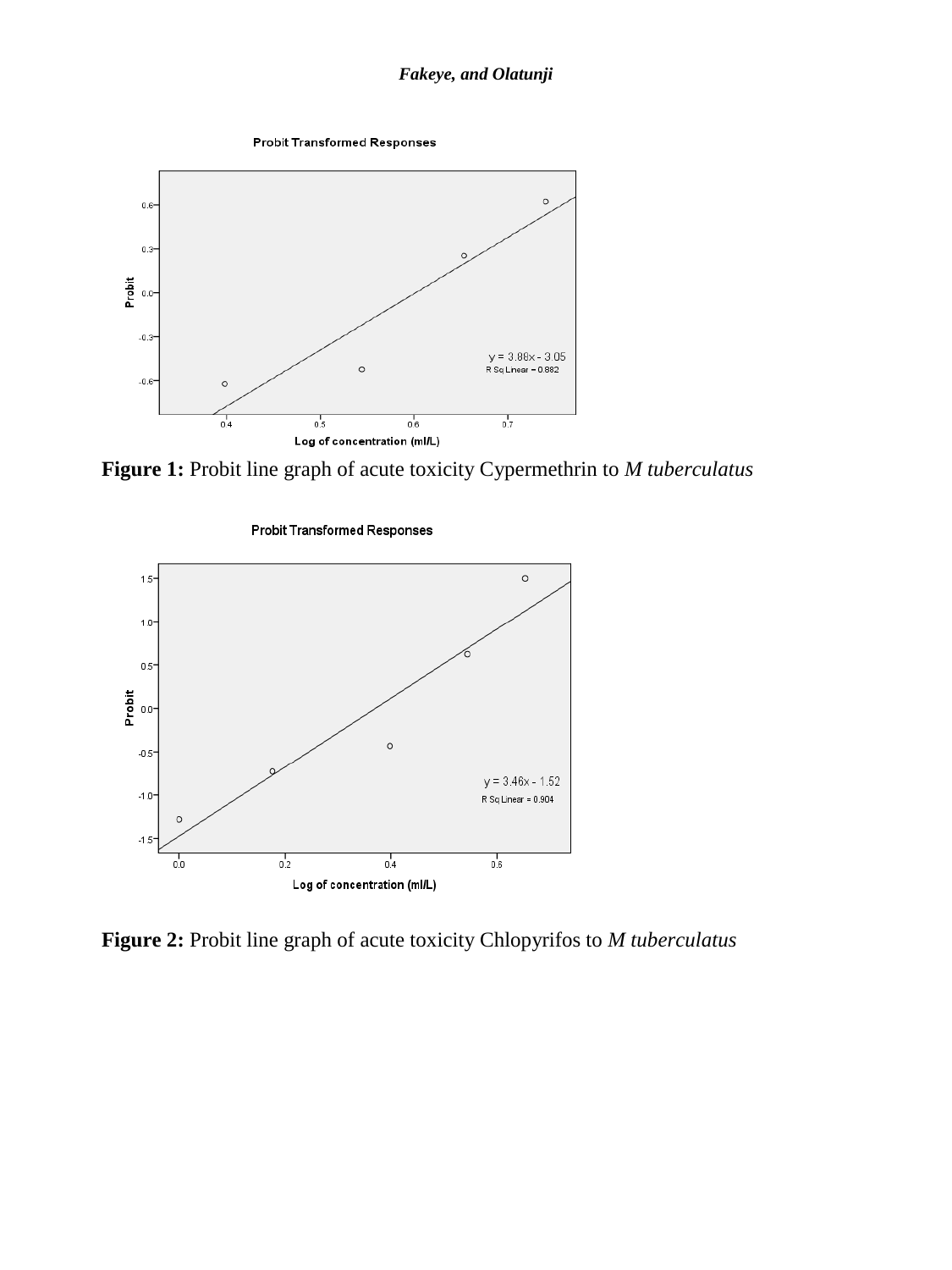**Figure 1:** Probit line graph of acute toxicity Cypermethrin to *M tuberculatus*

**Figure 2:** Probit line graph of acute toxicity Chlopyrifos to *M tuberculatus*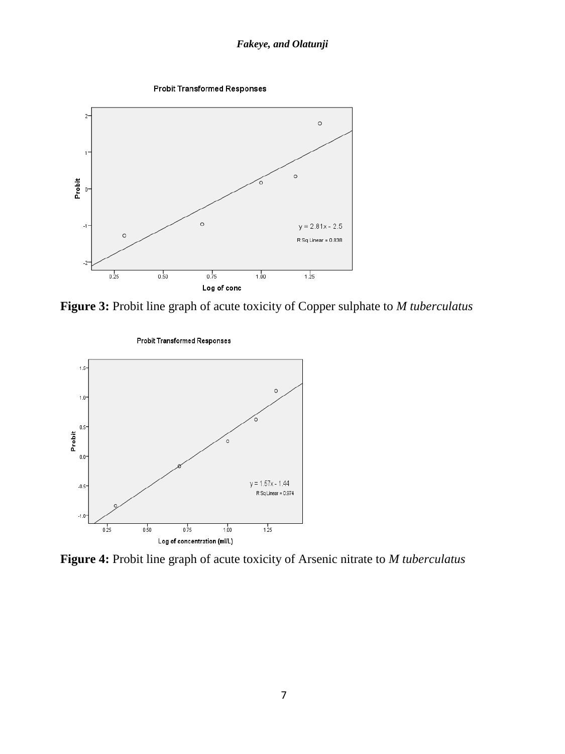**Figure 3:** Probit line graph of acute toxicity of Copper sulphate to *M tuberculatus*

**Figure 4:** Probit line graph of acute toxicity of Arsenic nitrate to *M tuberculatus*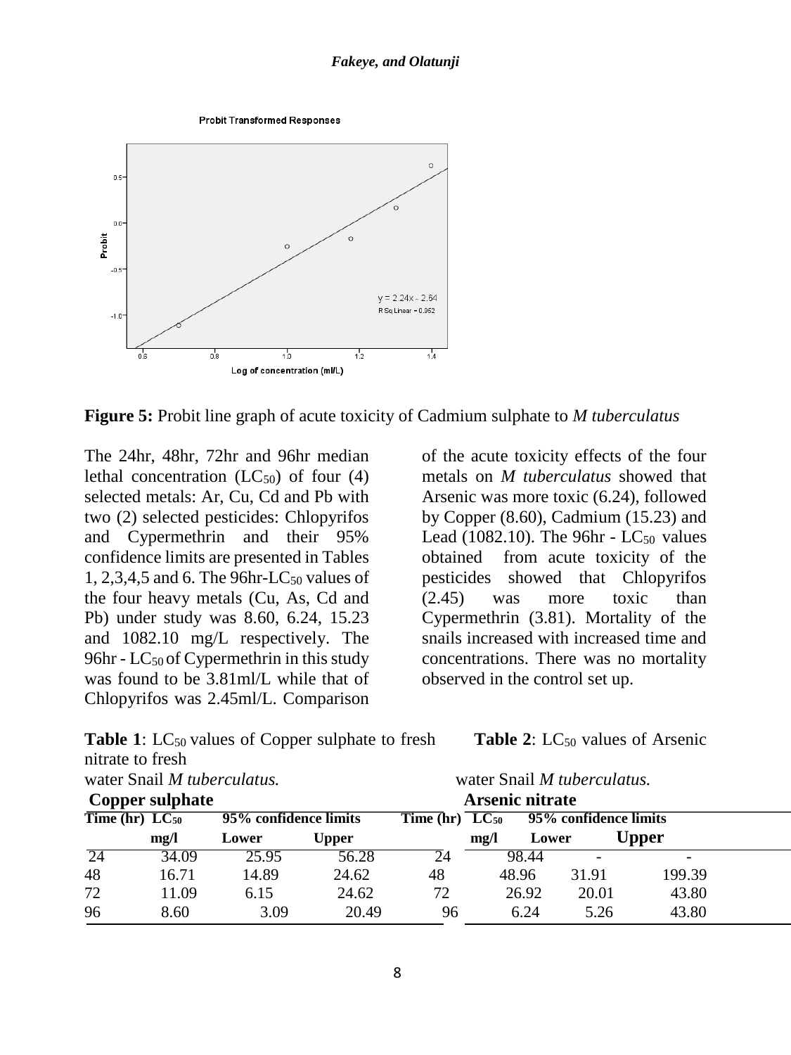**Figure 5:** Probit line graph of acute toxicity of Cadmium sulphate to *M tuberculatus*

The 24hr, 48hr, 72hr and 96hr median lethal concentration ($LC_{50}$) of four (4) selected metals: Ar, Cu, Cd and Pb with two (2) selected pesticides: Chlopyrifos and Cypermethrin and their 95% confidence limits are presented in Tables 1, 2,3,4,5 and 6. The 96hr-$LC_{50}$ values of the four heavy metals (Cu, As, Cd and Pb) under study was 8.60, 6.24, 15.23 and 1082.10 mg/L respectively. The 96hr - $LC_{50}$ of Cypermethrin in this study was found to be 3.81ml/L while that of Chlopyrifos was 2.45ml/L. Comparison of the acute toxicity effects of the four metals on *M tuberculatus* showed that Arsenic was more toxic (6.24), followed by Copper (8.60), Cadmium (15.23) and Lead (1082.10). The 96hr - $LC_{50}$ values obtained from acute toxicity of the pesticides showed that Chlopyrifos (2.45) was more toxic than Cypermethrin (3.81). Mortality of the snails increased with increased time and concentrations. There was no mortality observed in the control set up.

**Table 1**: $LC_{50}$ values of Copper sulphate to fresh water Snail *M tuberculatus.*

**Copper sulphate**

| Time (hr) | $LC_{50}$ mg/l | 95% confidence limits Lower | Upper |
|---|---|---|---|
| 24 | 34.09 | 25.95 | 56.28 |
| 48 | 16.71 | 14.89 | 24.62 |
| 72 | 11.09 | 6.15 | 24.62 |
| 96 | 8.60 | 3.09 | 20.49 |

**Table 2**: $LC_{50}$ values of Arsenic nitrate to fresh water Snail *M tuberculatus.*

**Arsenic nitrate**

| Time (hr) | $LC_{50}$ mg/l | 95% confidence limits Lower | Upper |
|---|---|---|---|
| 24 | 98.44 | - | - |
| 48 | 48.96 | 31.91 | 199.39 |
| 72 | 26.92 | 20.01 | 43.80 |
| 96 | 6.24 | 5.26 | 43.80 |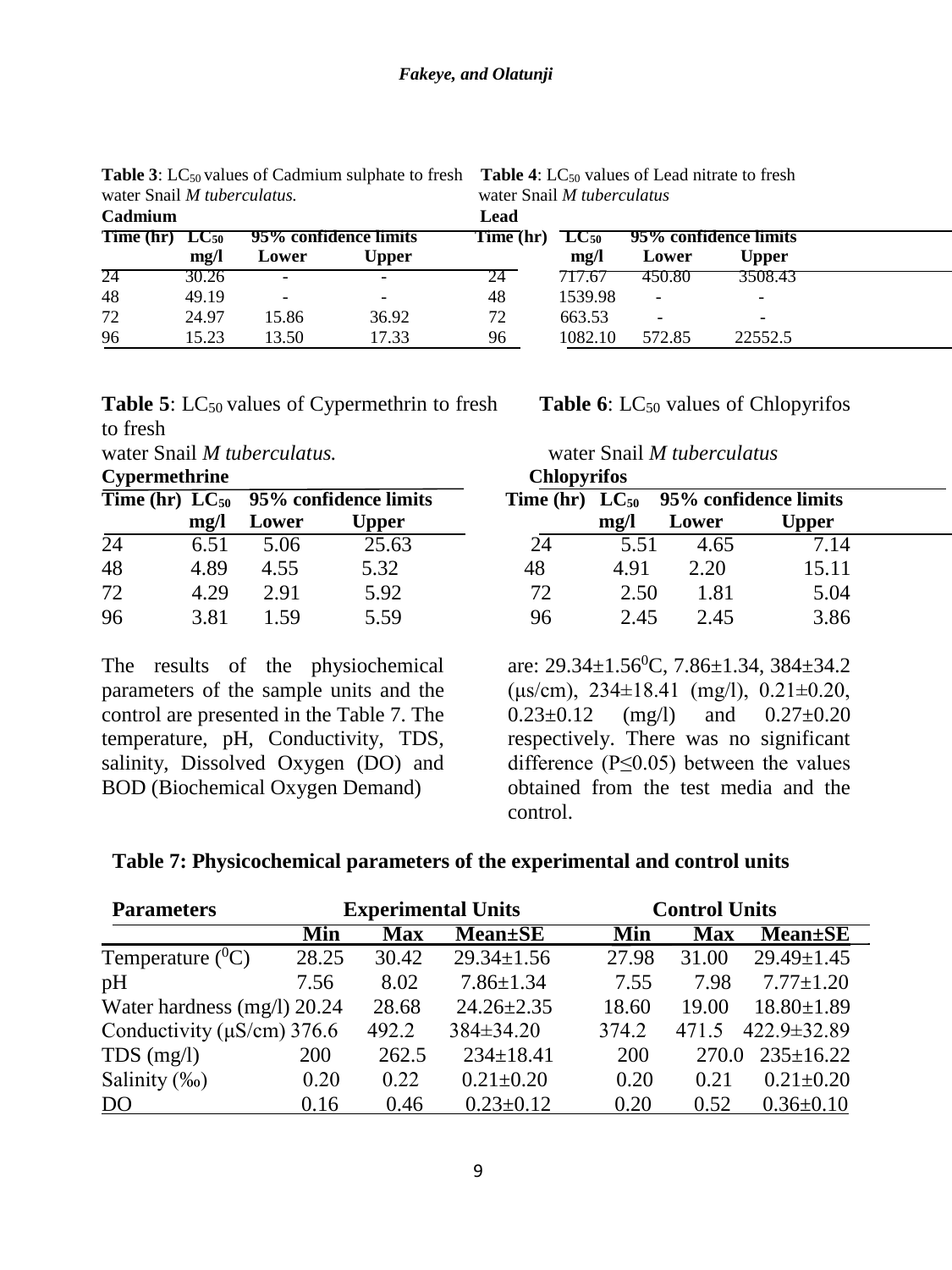**Table 3**: $LC_{50}$ values of Cadmium sulphate to fresh water Snail *M tuberculatus.*

**Cadmium**

| Time (hr) | $LC_{50}$ mg/l | 95% confidence limits | |
|---|---|---|---|
| | | Lower | Upper |
| 24 | 30.26 | - | - |
| 48 | 49.19 | - | - |
| 72 | 24.97 | 15.86 | 36.92 |
| 96 | 15.23 | 13.50 | 17.33 |

**Table 4**: $LC_{50}$ values of Lead nitrate to fresh water Snail *M tuberculatus*

**Lead**

| Time (hr) | $LC_{50}$ mg/l | 95% confidence limits | |
|---|---|---|---|
| | | Lower | Upper |
| 24 | 717.67 | 450.80 | 3508.43 |
| 48 | 1539.98 | - | - |
| 72 | 663.53 | - | - |
| 96 | 1082.10 | 572.85 | 22552.5 |

**Table 5**: $LC_{50}$ values of Cypermethrin to fresh to fresh water Snail *M tuberculatus.*

**Cypermethrine**

| Time (hr) | $LC_{50}$ mg/l | 95% confidence limits | |
|---|---|---|---|
| | | Lower | Upper |
| 24 | 6.51 | 5.06 | 25.63 |
| 48 | 4.89 | 4.55 | 5.32 |
| 72 | 4.29 | 2.91 | 5.92 |
| 96 | 3.81 | 1.59 | 5.59 |

**Table 6**: $LC_{50}$ values of Chlopyrifos water Snail *M tuberculatus*

**Chlopyrifos**

| Time (hr) | $LC_{50}$ mg/l | 95% confidence limits | |
|---|---|---|---|
| | | Lower | Upper |
| 24 | 5.51 | 4.65 | 7.14 |
| 48 | 4.91 | 2.20 | 15.11 |
| 72 | 2.50 | 1.81 | 5.04 |
| 96 | 2.45 | 2.45 | 3.86 |

The results of the physiochemical parameters of the sample units and the control are presented in the Table 7. The temperature, pH, Conductivity, TDS, salinity, Dissolved Oxygen (DO) and BOD (Biochemical Oxygen Demand) are: 29.34±1.56$^0$C, 7.86±1.34, 384±34.2 (µs/cm), 234±18.41 (mg/l), 0.21±0.20, 0.23±0.12 (mg/l) and 0.27±0.20 respectively. There was no significant difference (P≤0.05) between the values obtained from the test media and the control.

**Table 7: Physicochemical parameters of the experimental and control units**

| Parameters | Experimental Units | | | Control Units | | |
|---|---|---|---|---|---|---|
| | Min | Max | Mean±SE | Min | Max | Mean±SE |
| Temperature ($^0$C) | 28.25 | 30.42 | 29.34±1.56 | 27.98 | 31.00 | 29.49±1.45 |
| pH | 7.56 | 8.02 | 7.86±1.34 | 7.55 | 7.98 | 7.77±1.20 |
| Water hardness (mg/l) | 20.24 | 28.68 | 24.26±2.35 | 18.60 | 19.00 | 18.80±1.89 |
| Conductivity (µS/cm) | 376.6 | 492.2 | 384±34.20 | 374.2 | 471.5 | 422.9±32.89 |
| TDS (mg/l) | 200 | 262.5 | 234±18.41 | 200 | 270.0 | 235±16.22 |
| Salinity (‰) | 0.20 | 0.22 | 0.21±0.20 | 0.20 | 0.21 | 0.21±0.20 |
| DO | 0.16 | 0.46 | 0.23±0.12 | 0.20 | 0.52 | 0.36±0.10 |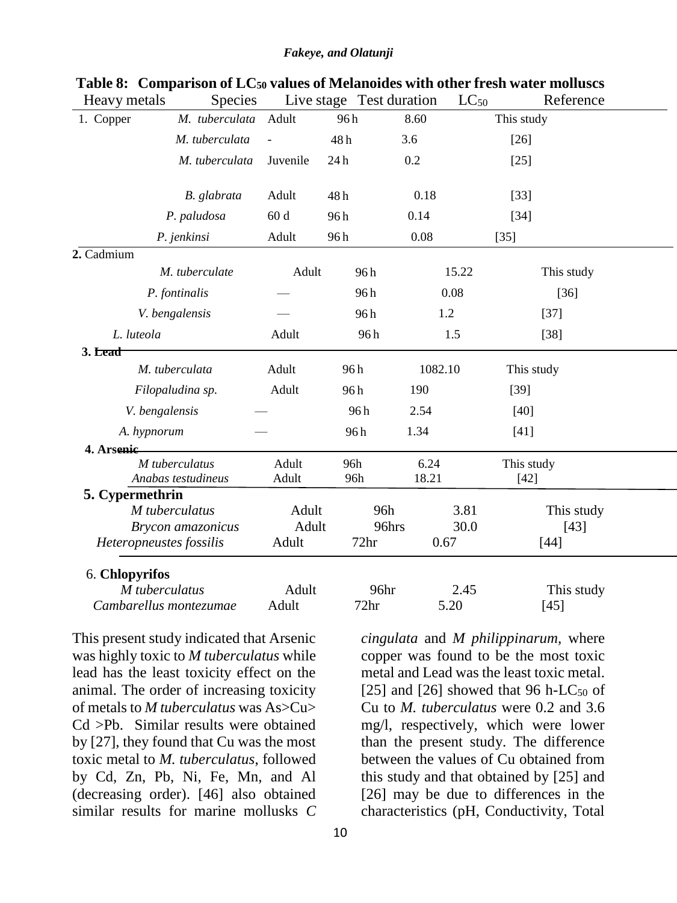**Table 8: Comparison of $LC_{50}$ values of Melanoides with other fresh water molluscs**

| Heavy metals | Species | Live stage | Test duration | $LC_{50}$ | Reference |
|---|---|---|---|---|---|
| 1. Copper | *M. tuberculata* | Adult | 96 h | 8.60 | This study |
| | *M. tuberculata* | - | 48 h | 3.6 | [26] |
| | *M. tuberculata* | Juvenile | 24 h | 0.2 | [25] |
| | *B. glabrata* | Adult | 48 h | 0.18 | [33] |
| | *P. paludosa* | 60 d | 96 h | 0.14 | [34] |
| | *P. jenkinsi* | Adult | 96 h | 0.08 | [35] |
| **2.** Cadmium | | | | | |
| | *M. tuberculate* | Adult | 96 h | 15.22 | This study |
| | *P. fontinalis* | — | 96 h | 0.08 | [36] |
| | *V. bengalensis* | — | 96 h | 1.2 | [37] |
| | *L. luteola* | Adult | 96 h | 1.5 | [38] |
| **3. Lead** | | | | | |
| | *M. tuberculata* | Adult | 96 h | 1082.10 | This study |
| | *Filopaludina sp.* | Adult | 96 h | 190 | [39] |
| | *V. bengalensis* | — | 96 h | 2.54 | [40] |
| | *A. hypnorum* | — | 96 h | 1.34 | [41] |
| **4. Arsenic** | | | | | |
| | *M tuberculatus* | Adult | 96h | 6.24 | This study |
| | *Anabas testudineus* | Adult | 96h | 18.21 | [42] |
| **5. Cypermethrin** | | | | | |
| | *M tuberculatus* | Adult | 96h | 3.81 | This study |
| | *Brycon amazonicus* | Adult | 96hrs | 30.0 | [43] |
| | *Heteropneustes fossilis* | Adult | 72hr | 0.67 | [44] |
| 6. **Chlopyrifos** | | | | | |
| | *M tuberculatus* | Adult | 96hr | 2.45 | This study |
| | *Cambarellus montezumae* | Adult | 72hr | 5.20 | [45] |

This present study indicated that Arsenic was highly toxic to *M tuberculatus* while lead has the least toxicity effect on the animal. The order of increasing toxicity of metals to *M tuberculatus* was As>Cu> Cd >Pb. Similar results were obtained by [27], they found that Cu was the most toxic metal to *M. tuberculatus*, followed by Cd, Zn, Pb, Ni, Fe, Mn, and Al (decreasing order). [46] also obtained similar results for marine mollusks *C cingulata* and *M philippinarum*, where copper was found to be the most toxic metal and Lead was the least toxic metal. [25] and [26] showed that 96 h-$LC_{50}$ of Cu to *M. tuberculatus* were 0.2 and 3.6 mg/l, respectively, which were lower than the present study. The difference between the values of Cu obtained from this study and that obtained by [25] and [26] may be due to differences in the characteristics (pH, Conductivity, Total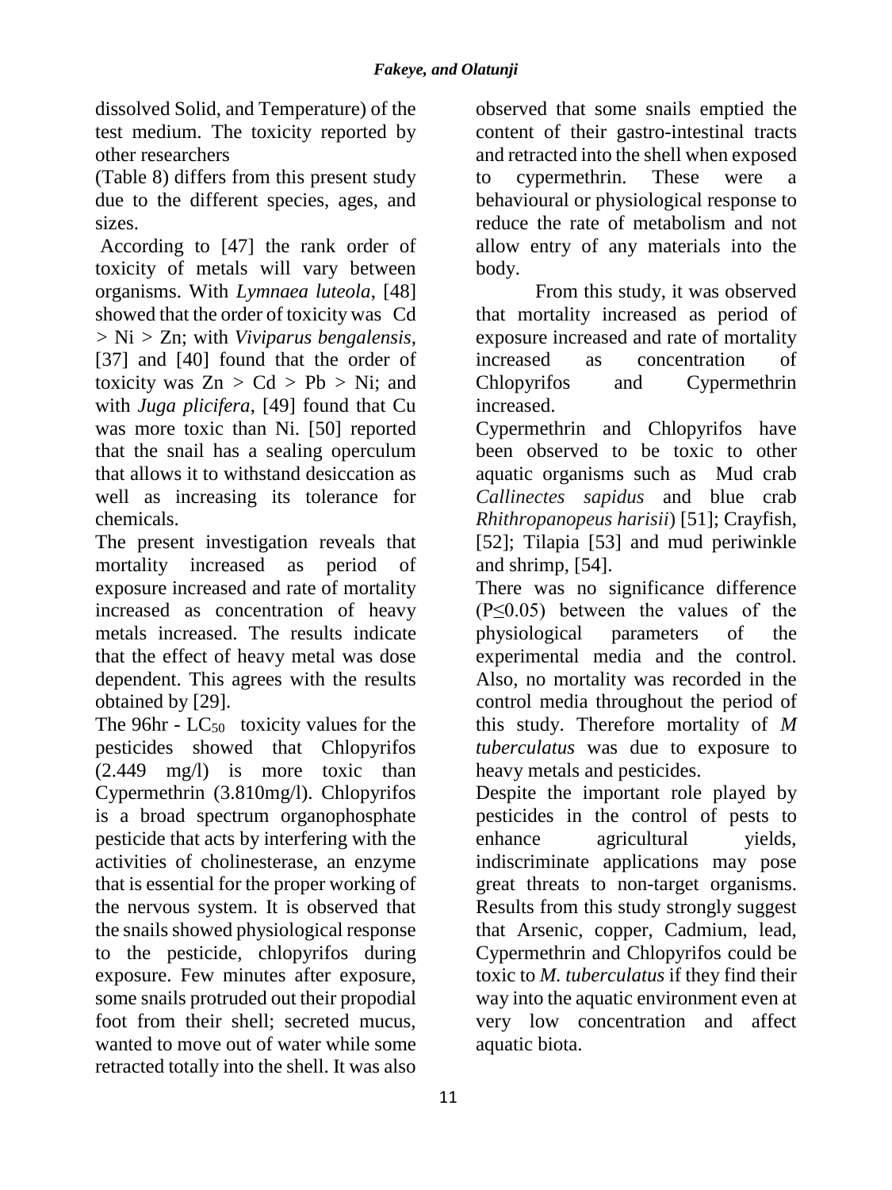dissolved Solid, and Temperature) of the test medium. The toxicity reported by other researchers

(Table 8) differs from this present study due to the different species, ages, and sizes.

According to [47] the rank order of toxicity of metals will vary between organisms. With *Lymnaea luteola*, [48] showed that the order of toxicity was Cd > Ni > Zn; with *Viviparus bengalensis*, [37] and [40] found that the order of toxicity was Zn > Cd > Pb > Ni; and with *Juga plicifera*, [49] found that Cu was more toxic than Ni. [50] reported that the snail has a sealing operculum that allows it to withstand desiccation as well as increasing its tolerance for chemicals.

The present investigation reveals that mortality increased as period of exposure increased and rate of mortality increased as concentration of heavy metals increased. The results indicate that the effect of heavy metal was dose dependent. This agrees with the results obtained by [29].

The 96hr - $LC_{50}$ toxicity values for the pesticides showed that Chlopyrifos (2.449 mg/l) is more toxic than Cypermethrin (3.810mg/l). Chlopyrifos is a broad spectrum organophosphate pesticide that acts by interfering with the activities of cholinesterase, an enzyme that is essential for the proper working of the nervous system. It is observed that the snails showed physiological response to the pesticide, chlopyrifos during exposure. Few minutes after exposure, some snails protruded out their propodial foot from their shell; secreted mucus, wanted to move out of water while some retracted totally into the shell. It was also observed that some snails emptied the content of their gastro-intestinal tracts and retracted into the shell when exposed to cypermethrin. These were a behavioural or physiological response to reduce the rate of metabolism and not allow entry of any materials into the body.

From this study, it was observed that mortality increased as period of exposure increased and rate of mortality increased as concentration of Chlopyrifos and Cypermethrin increased.

Cypermethrin and Chlopyrifos have been observed to be toxic to other aquatic organisms such as Mud crab *Callinectes sapidus* and blue crab *Rhithropanopeus harisii*) [51]; Crayfish, [52]; Tilapia [53] and mud periwinkle and shrimp, [54].

There was no significance difference ($P \leq 0.05$) between the values of the physiological parameters of the experimental media and the control. Also, no mortality was recorded in the control media throughout the period of this study. Therefore mortality of *M tuberculatus* was due to exposure to heavy metals and pesticides.

Despite the important role played by pesticides in the control of pests to enhance agricultural yields, indiscriminate applications may pose great threats to non-target organisms. Results from this study strongly suggest that Arsenic, copper, Cadmium, lead, Cypermethrin and Chlopyrifos could be toxic to *M. tuberculatus* if they find their way into the aquatic environment even at very low concentration and affect aquatic biota.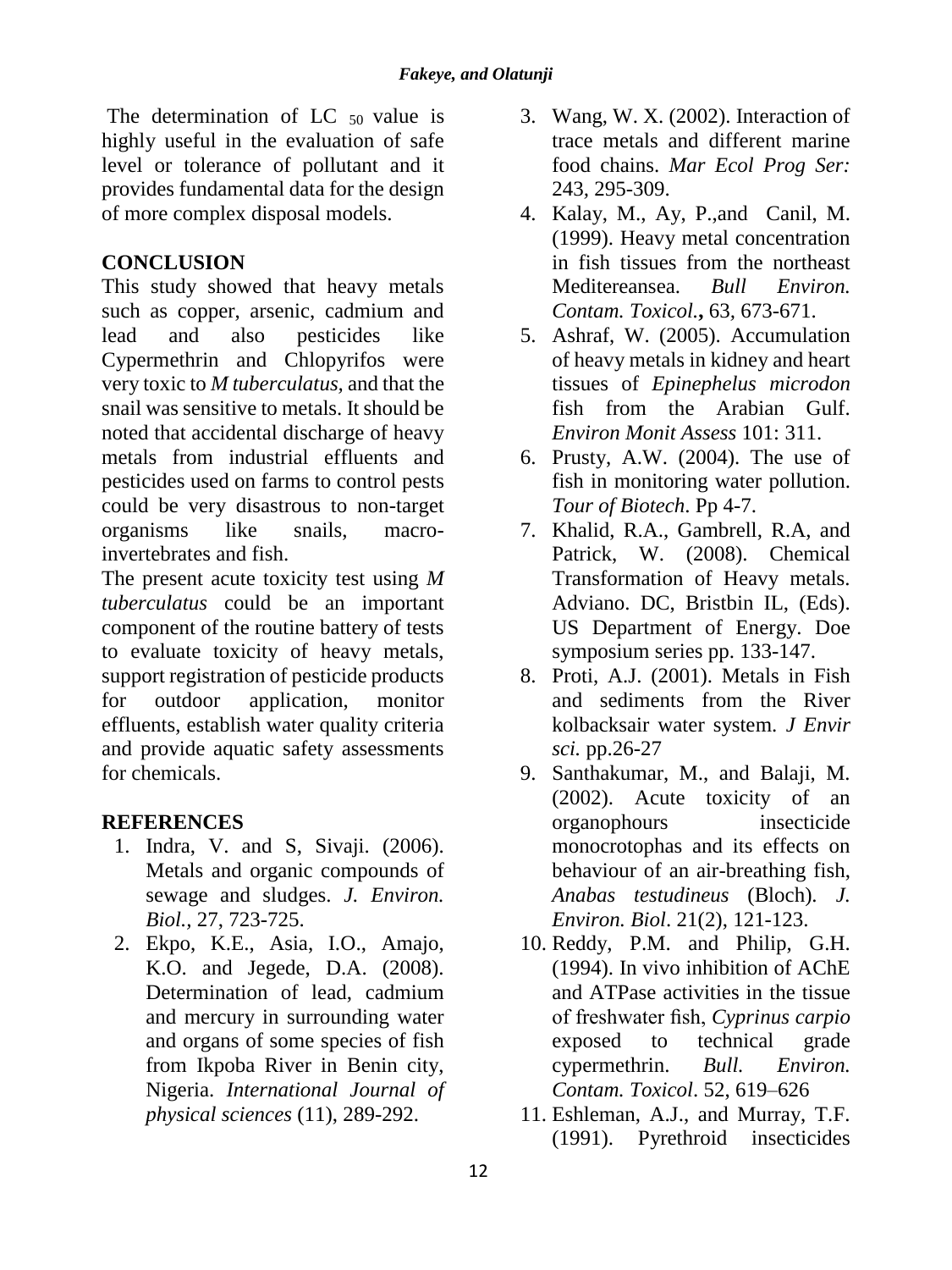The determination of LC $_{50}$ value is highly useful in the evaluation of safe level or tolerance of pollutant and it provides fundamental data for the design of more complex disposal models.

## CONCLUSION

This study showed that heavy metals such as copper, arsenic, cadmium and lead and also pesticides like Cypermethrin and Chlopyrifos were very toxic to *M tuberculatus,* and that the snail was sensitive to metals. It should be noted that accidental discharge of heavy metals from industrial effluents and pesticides used on farms to control pests could be very disastrous to non-target organisms like snails, macro-invertebrates and fish.

The present acute toxicity test using *M tuberculatus* could be an important component of the routine battery of tests to evaluate toxicity of heavy metals, support registration of pesticide products for outdoor application, monitor effluents, establish water quality criteria and provide aquatic safety assessments for chemicals.

## REFERENCES

1. Indra, V. and S, Sivaji. (2006). Metals and organic compounds of sewage and sludges. *J. Environ. Biol.,* 27, 723-725.
2. Ekpo, K.E., Asia, I.O., Amajo, K.O. and Jegede, D.A. (2008). Determination of lead, cadmium and mercury in surrounding water and organs of some species of fish from Ikpoba River in Benin city, Nigeria. *International Journal of physical sciences* (11), 289-292.
3. Wang, W. X. (2002). Interaction of trace metals and different marine food chains. *Mar Ecol Prog Ser:* 243, 295-309.
4. Kalay, M., Ay, P.,and Canil, M. (1999). Heavy metal concentration in fish tissues from the northeast Meditereansea. *Bull Environ. Contam. Toxicol.***,** 63, 673-671.
5. Ashraf, W. (2005). Accumulation of heavy metals in kidney and heart tissues of *Epinephelus microdon* fish from the Arabian Gulf. *Environ Monit Assess* 101: 311.
6. Prusty, A.W. (2004). The use of fish in monitoring water pollution. *Tour of Biotech*. Pp 4-7.
7. Khalid, R.A., Gambrell, R.A, and Patrick, W. (2008). Chemical Transformation of Heavy metals. Adviano. DC, Bristbin IL, (Eds). US Department of Energy. Doe symposium series pp. 133-147.
8. Proti, A.J. (2001). Metals in Fish and sediments from the River kolbacksair water system. *J Envir sci.* pp.26-27
9. Santhakumar, M., and Balaji, M. (2002). Acute toxicity of an organophours insecticide monocrotophas and its effects on behaviour of an air-breathing fish, *Anabas testudineus* (Bloch). *J. Environ. Biol*. 21(2), 121-123.
10. Reddy, P.M. and Philip, G.H. (1994). In vivo inhibition of AChE and ATPase activities in the tissue of freshwater fish, *Cyprinus carpio* exposed to technical grade cypermethrin. *Bull. Environ. Contam. Toxicol*. 52, 619–626
11. Eshleman, A.J., and Murray, T.F. (1991). Pyrethroid insecticides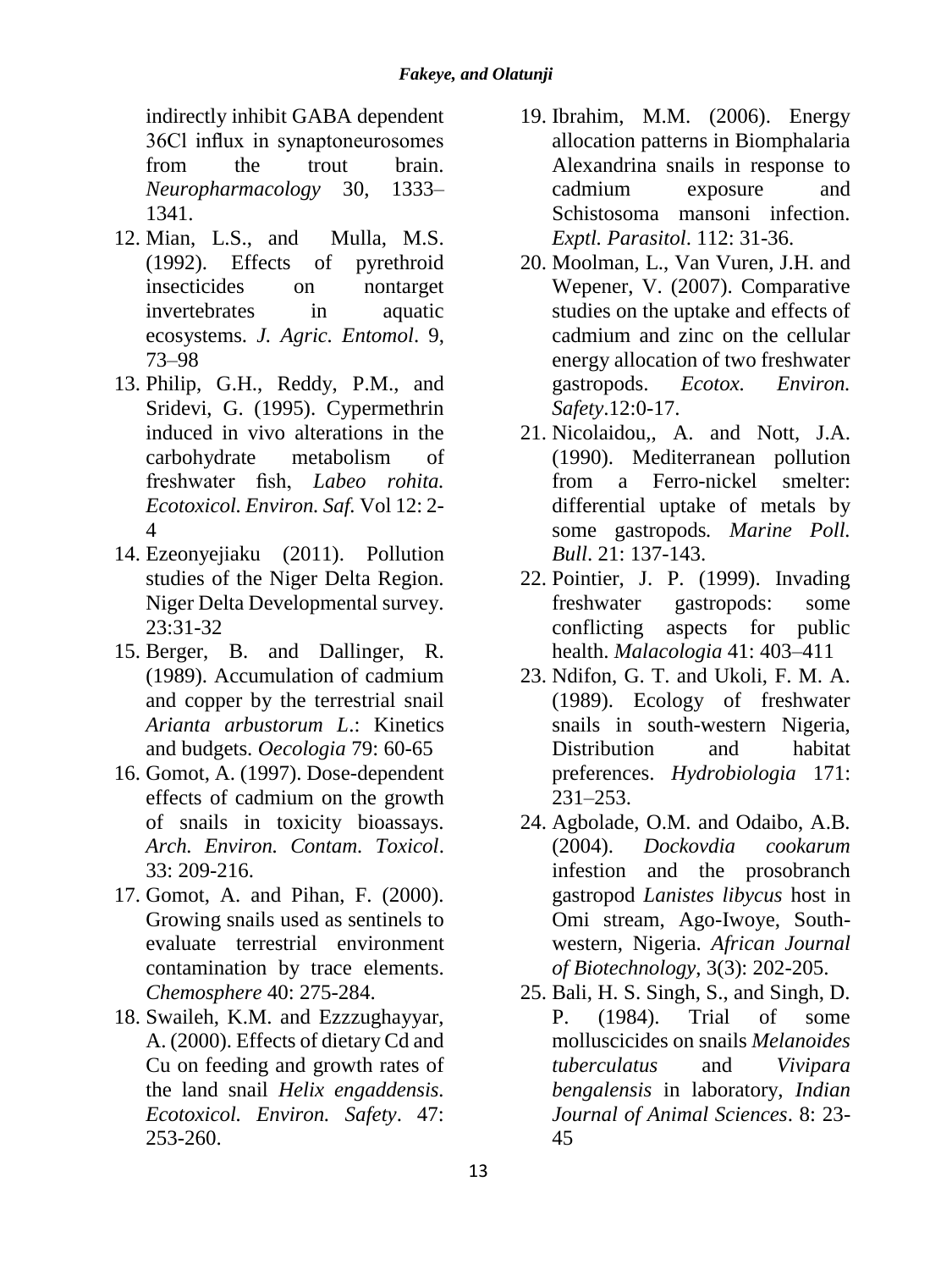indirectly inhibit GABA dependent 36Cl influx in synaptoneurosomes from the trout brain. *Neuropharmacology* 30, 1333–1341.

12. Mian, L.S., and Mulla, M.S. (1992). Effects of pyrethroid insecticides on nontarget invertebrates in aquatic ecosystems. *J. Agric. Entomol*. 9, 73–98
13. Philip, G.H., Reddy, P.M., and Sridevi, G. (1995). Cypermethrin induced in vivo alterations in the carbohydrate metabolism of freshwater fish, *Labeo rohita. Ecotoxicol. Environ. Saf.* Vol 12: 2-4
14. Ezeonyejiaku (2011). Pollution studies of the Niger Delta Region. Niger Delta Developmental survey. 23:31-32
15. Berger, B. and Dallinger, R. (1989). Accumulation of cadmium and copper by the terrestrial snail *Arianta arbustorum L*.: Kinetics and budgets. *Oecologia* 79: 60-65
16. Gomot, A. (1997). Dose-dependent effects of cadmium on the growth of snails in toxicity bioassays. *Arch. Environ. Contam. Toxicol*. 33: 209-216.
17. Gomot, A. and Pihan, F. (2000). Growing snails used as sentinels to evaluate terrestrial environment contamination by trace elements. *Chemosphere* 40: 275-284.
18. Swaileh, K.M. and Ezzzughayyar, A. (2000). Effects of dietary Cd and Cu on feeding and growth rates of the land snail *Helix engaddensis. Ecotoxicol. Environ. Safety*. 47: 253-260.
19. Ibrahim, M.M. (2006). Energy allocation patterns in Biomphalaria Alexandrina snails in response to cadmium exposure and Schistosoma mansoni infection. *Exptl. Parasitol*. 112: 31-36.
20. Moolman, L., Van Vuren, J.H. and Wepener, V. (2007). Comparative studies on the uptake and effects of cadmium and zinc on the cellular energy allocation of two freshwater gastropods. *Ecotox. Environ. Safety*.12:0-17.
21. Nicolaidou,, A. and Nott, J.A. (1990). Mediterranean pollution from a Ferro-nickel smelter: differential uptake of metals by some gastropods*. Marine Poll. Bull*. 21: 137-143.
22. Pointier, J. P. (1999). Invading freshwater gastropods: some conflicting aspects for public health. *Malacologia* 41: 403–411
23. Ndifon, G. T. and Ukoli, F. M. A. (1989). Ecology of freshwater snails in south-western Nigeria, Distribution and habitat preferences. *Hydrobiologia* 171: 231–253.
24. Agbolade, O.M. and Odaibo, A.B. (2004). *Dockovdia cookarum* infestion and the prosobranch gastropod *Lanistes libycus* host in Omi stream, Ago-Iwoye, South-western, Nigeria. *African Journal of Biotechnology*, 3(3): 202-205.
25. Bali, H. S. Singh, S., and Singh, D. P. (1984). Trial of some molluscicides on snails *Melanoides tuberculatus* and *Vivipara bengalensis* in laboratory, *Indian Journal of Animal Sciences*. 8: 23-45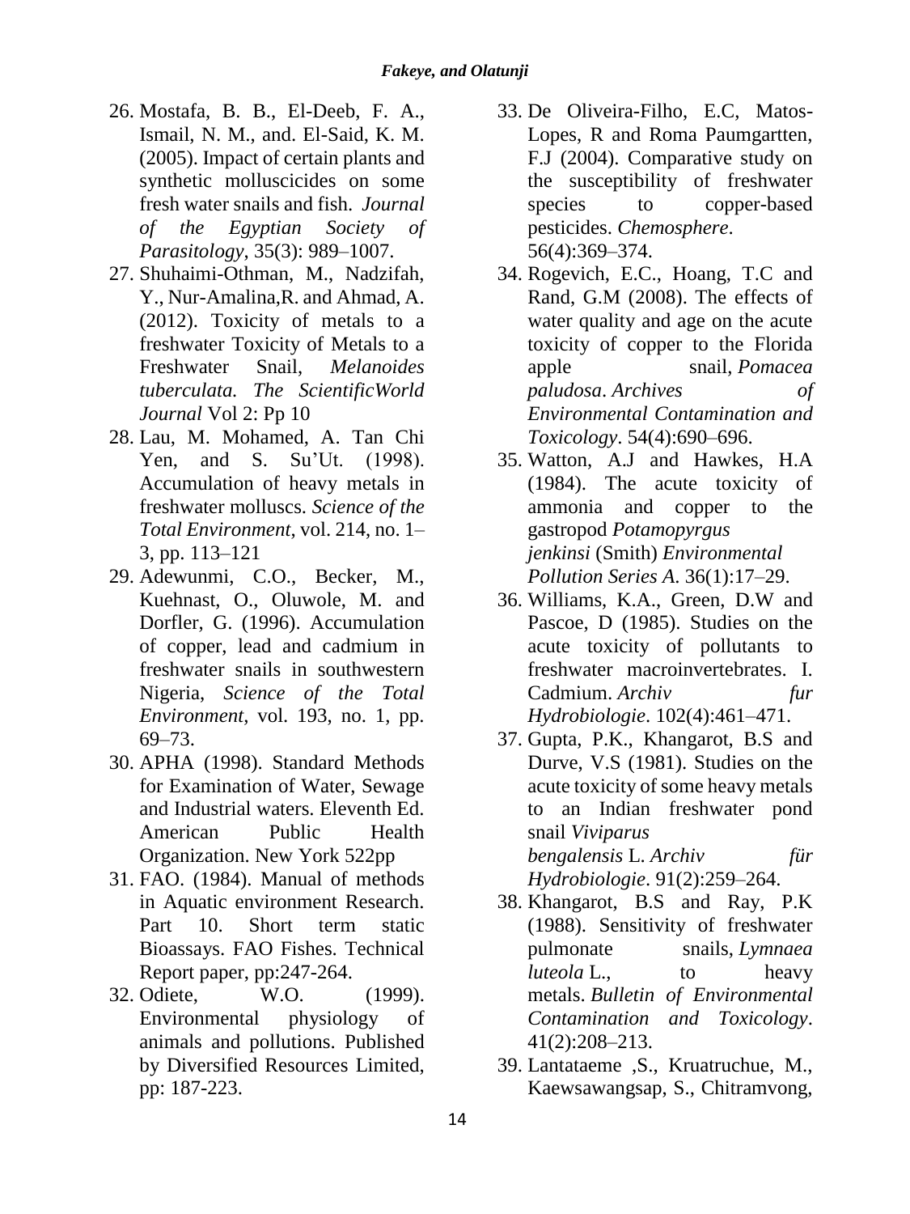26. Mostafa, B. B., El-Deeb, F. A., Ismail, N. M., and. El-Said, K. M. (2005). Impact of certain plants and synthetic molluscicides on some fresh water snails and fish. *Journal of the Egyptian Society of Parasitology*, 35(3): 989–1007.
27. Shuhaimi-Othman, M., Nadzifah, Y., Nur-Amalina,R. and Ahmad, A. (2012). Toxicity of metals to a freshwater Toxicity of Metals to a Freshwater Snail, *Melanoides tuberculata*. *The ScientificWorld Journal* Vol 2: Pp 10
28. Lau, M. Mohamed, A. Tan Chi Yen, and S. Su'Ut. (1998). Accumulation of heavy metals in freshwater molluscs. *Science of the Total Environment*, vol. 214, no. 1–3, pp. 113–121
29. Adewunmi, C.O., Becker, M., Kuehnast, O., Oluwole, M. and Dorfler, G. (1996). Accumulation of copper, lead and cadmium in freshwater snails in southwestern Nigeria, *Science of the Total Environment*, vol. 193, no. 1, pp. 69–73.
30. APHA (1998). Standard Methods for Examination of Water, Sewage and Industrial waters. Eleventh Ed. American Public Health Organization. New York 522pp
31. FAO. (1984). Manual of methods in Aquatic environment Research. Part 10. Short term static Bioassays. FAO Fishes. Technical Report paper, pp:247-264.
32. Odiete, W.O. (1999). Environmental physiology of animals and pollutions. Published by Diversified Resources Limited, pp: 187-223.
33. De Oliveira-Filho, E.C, Matos-Lopes, R and Roma Paumgartten, F.J (2004). Comparative study on the susceptibility of freshwater species to copper-based pesticides. *Chemosphere*. 56(4):369–374.
34. Rogevich, E.C., Hoang, T.C and Rand, G.M (2008). The effects of water quality and age on the acute toxicity of copper to the Florida apple snail, *Pomacea paludosa*. *Archives of Environmental Contamination and Toxicology*. 54(4):690–696.
35. Watton, A.J and Hawkes, H.A (1984). The acute toxicity of ammonia and copper to the gastropod *Potamopyrgus jenkinsi* (Smith) *Environmental Pollution Series A*. 36(1):17–29.
36. Williams, K.A., Green, D.W and Pascoe, D (1985). Studies on the acute toxicity of pollutants to freshwater macroinvertebrates. I. Cadmium. *Archiv fur Hydrobiologie*. 102(4):461–471.
37. Gupta, P.K., Khangarot, B.S and Durve, V.S (1981). Studies on the acute toxicity of some heavy metals to an Indian freshwater pond snail *Viviparus bengalensis* L. *Archiv für Hydrobiologie*. 91(2):259–264.
38. Khangarot, B.S and Ray, P.K (1988). Sensitivity of freshwater pulmonate snails, *Lymnaea luteola* L., to heavy metals. *Bulletin of Environmental Contamination and Toxicology*. 41(2):208–213.
39. Lantataeme ,S., Kruatruchue, M., Kaewsawangsap, S., Chitramvong,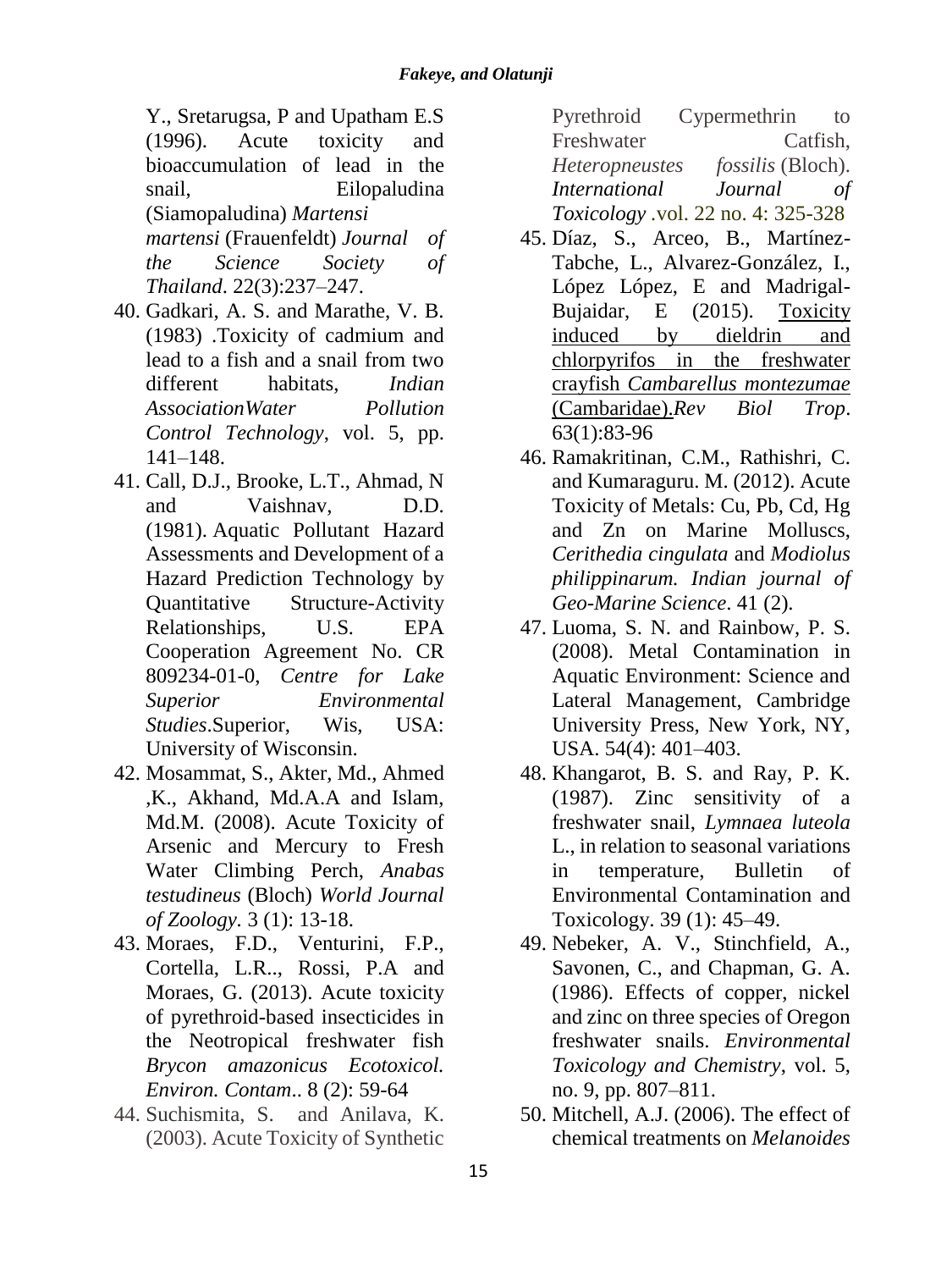Y., Sretarugsa, P and Upatham E.S (1996). Acute toxicity and bioaccumulation of lead in the snail, Eilopaludina (Siamopaludina) *Martensi martensi* (Frauenfeldt) *Journal of the Science Society of Thailand*. 22(3):237–247.

40. Gadkari, A. S. and Marathe, V. B. (1983) .Toxicity of cadmium and lead to a fish and a snail from two different habitats, *Indian AssociationWater Pollution Control Technology*, vol. 5, pp. 141–148.
41. Call, D.J., Brooke, L.T., Ahmad, N and Vaishnav, D.D. (1981). Aquatic Pollutant Hazard Assessments and Development of a Hazard Prediction Technology by Quantitative Structure-Activity Relationships, U.S. EPA Cooperation Agreement No. CR 809234-01-0, *Centre for Lake Superior Environmental Studies*.Superior, Wis, USA: University of Wisconsin.
42. Mosammat, S., Akter, Md., Ahmed ,K., Akhand, Md.A.A and Islam, Md.M. (2008). Acute Toxicity of Arsenic and Mercury to Fresh Water Climbing Perch, *Anabas testudineus* (Bloch) *World Journal of Zoology*. 3 (1): 13-18.
43. Moraes, F.D., Venturini, F.P., Cortella, L.R.., Rossi, P.A and Moraes, G. (2013). Acute toxicity of pyrethroid-based insecticides in the Neotropical freshwater fish *Brycon amazonicus Ecotoxicol. Environ. Contam*.. 8 (2): 59-64
44. Suchismita, S. and Anilava, K. (2003). Acute Toxicity of Synthetic Pyrethroid Cypermethrin to Freshwater Catfish, *Heteropneustes fossilis* (Bloch). *International Journal of Toxicology* .vol. 22 no. 4: 325-328
45. Díaz, S., Arceo, B., Martínez-Tabche, L., Alvarez-González, I., López López, E and Madrigal-Bujaidar, E (2015). Toxicity induced by dieldrin and chlorpyrifos in the freshwater crayfish *Cambarellus montezumae* (Cambaridae).*Rev Biol Trop*. 63(1):83-96
46. Ramakritinan, C.M., Rathishri, C. and Kumaraguru. M. (2012). Acute Toxicity of Metals: Cu, Pb, Cd, Hg and Zn on Marine Molluscs, *Cerithedia cingulata* and *Modiolus philippinarum. Indian journal of Geo-Marine Science*. 41 (2).
47. Luoma, S. N. and Rainbow, P. S. (2008). Metal Contamination in Aquatic Environment: Science and Lateral Management, Cambridge University Press, New York, NY, USA. 54(4): 401–403.
48. Khangarot, B. S. and Ray, P. K. (1987). Zinc sensitivity of a freshwater snail, *Lymnaea luteola* L., in relation to seasonal variations in temperature, Bulletin of Environmental Contamination and Toxicology. 39 (1): 45–49.
49. Nebeker, A. V., Stinchfield, A., Savonen, C., and Chapman, G. A. (1986). Effects of copper, nickel and zinc on three species of Oregon freshwater snails. *Environmental Toxicology and Chemistry*, vol. 5, no. 9, pp. 807–811.
50. Mitchell, A.J. (2006). The effect of chemical treatments on *Melanoides*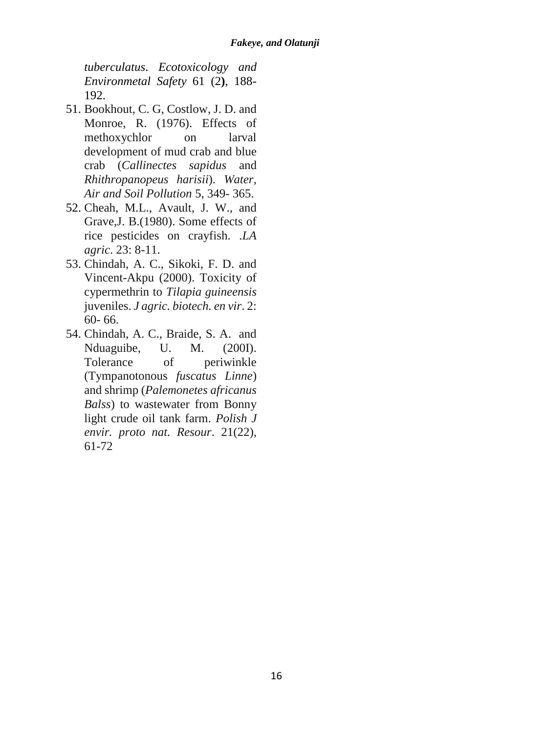*tuberculatus*. *Ecotoxicology and Environmetal Safety* 61 (2**)**, 188-192.

51. Bookhout, C. G, Costlow, J. D. and Monroe, R. (1976). Effects of methoxychlor on larval development of mud crab and blue crab (*Callinectes sapidus* and *Rhithropanopeus harisii*). *Water, Air and Soil Pollution* 5, 349- 365.
52. Cheah, M.L., Avault, J. W., and Grave,J. B.(1980). Some effects of rice pesticides on crayfish. .*LA agric*. 23: 8-11.
53. Chindah, A. C., Sikoki, F. D. and Vincent-Akpu (2000). Toxicity of cypermethrin to *Tilapia guineensis* juveniles. *J agric. biotech. en vir*. 2: 60- 66.
54. Chindah, A. C., Braide, S. A. and Nduaguibe, U. M. (200I). Tolerance of periwinkle (Tympanotonous *fuscatus Linne*) and shrimp (*Palemonetes africanus Balss*) to wastewater from Bonny light crude oil tank farm. *Polish J envir. proto nat. Resour*. 21(22), 61-72